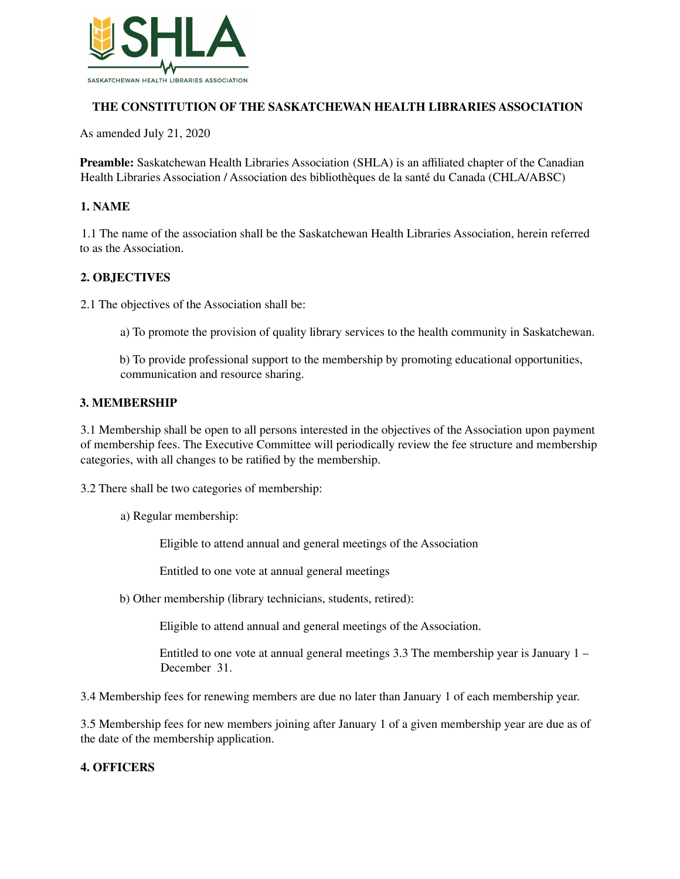# THE CONSTITUTION OF THE SASKATCHEWAN HEALTH LIBRARIES ASSOCIATION

As amended July 21, 2020

**Preamble:** Saskatchewan Health Libraries Association (SHLA) is an affiliated chapter of the Canadian Health Libraries Association / Association des bibliothèques de la santé du Canada (CHLA/ABSC)

## 1. NAME

1.1 The name of the association shall be the Saskatchewan Health Libraries Association, herein referred to as the Association.

## 2. OBJECTIVES

2.1 The objectives of the Association shall be:

a) To promote the provision of quality library services to the health community in Saskatchewan.

b) To provide professional support to the membership by promoting educational opportunities, communication and resource sharing.

## 3. MEMBERSHIP

3.1 Membership shall be open to all persons interested in the objectives of the Association upon payment of membership fees. The Executive Committee will periodically review the fee structure and membership categories, with all changes to be ratified by the membership.

3.2 There shall be two categories of membership:

a) Regular membership:

Eligible to attend annual and general meetings of the Association

Entitled to one vote at annual general meetings

b) Other membership (library technicians, students, retired):

Eligible to attend annual and general meetings of the Association.

Entitled to one vote at annual general meetings 3.3 The membership year is January 1 – December 31.

3.4 Membership fees for renewing members are due no later than January 1 of each membership year.

3.5 Membership fees for new members joining after January 1 of a given membership year are due as of the date of the membership application.

## 4. OFFICERS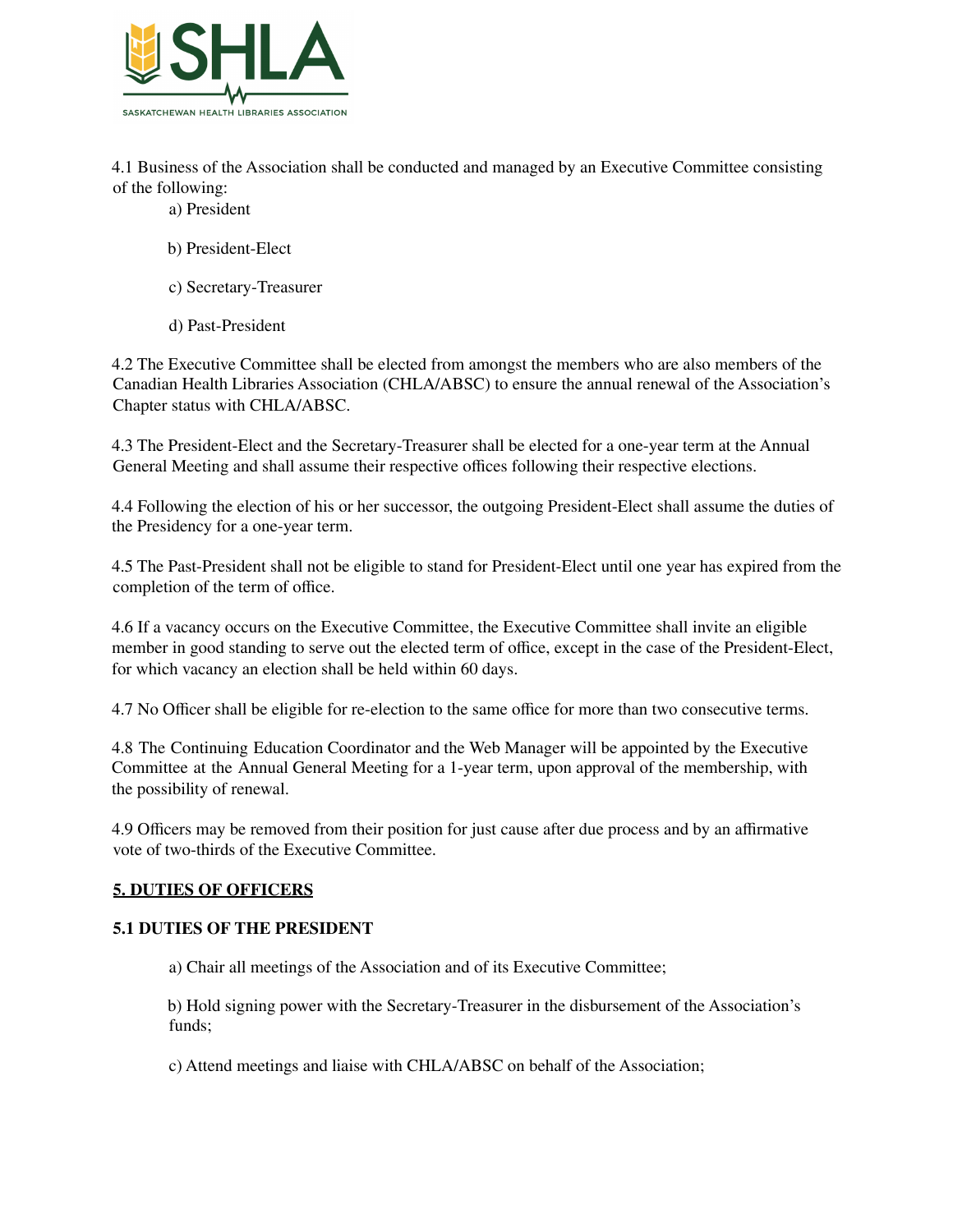4.1 Business of the Association shall be conducted and managed by an Executive Committee consisting of the following:

a) President

b) President-Elect

c) Secretary-Treasurer

d) Past-President

4.2 The Executive Committee shall be elected from amongst the members who are also members of the Canadian Health Libraries Association (CHLA/ABSC) to ensure the annual renewal of the Association's Chapter status with CHLA/ABSC.

4.3 The President-Elect and the Secretary-Treasurer shall be elected for a one-year term at the Annual General Meeting and shall assume their respective offices following their respective elections.

4.4 Following the election of his or her successor, the outgoing President-Elect shall assume the duties of the Presidency for a one-year term.

4.5 The Past-President shall not be eligible to stand for President-Elect until one year has expired from the completion of the term of office.

4.6 If a vacancy occurs on the Executive Committee, the Executive Committee shall invite an eligible member in good standing to serve out the elected term of office, except in the case of the President-Elect, for which vacancy an election shall be held within 60 days.

4.7 No Officer shall be eligible for re-election to the same office for more than two consecutive terms.

4.8 The Continuing Education Coordinator and the Web Manager will be appointed by the Executive Committee at the Annual General Meeting for a 1-year term, upon approval of the membership, with the possibility of renewal.

4.9 Officers may be removed from their position for just cause after due process and by an affirmative vote of two-thirds of the Executive Committee.

## 5. DUTIES OF OFFICERS

### 5.1 DUTIES OF THE PRESIDENT

a) Chair all meetings of the Association and of its Executive Committee;

b) Hold signing power with the Secretary-Treasurer in the disbursement of the Association's funds;

c) Attend meetings and liaise with CHLA/ABSC on behalf of the Association;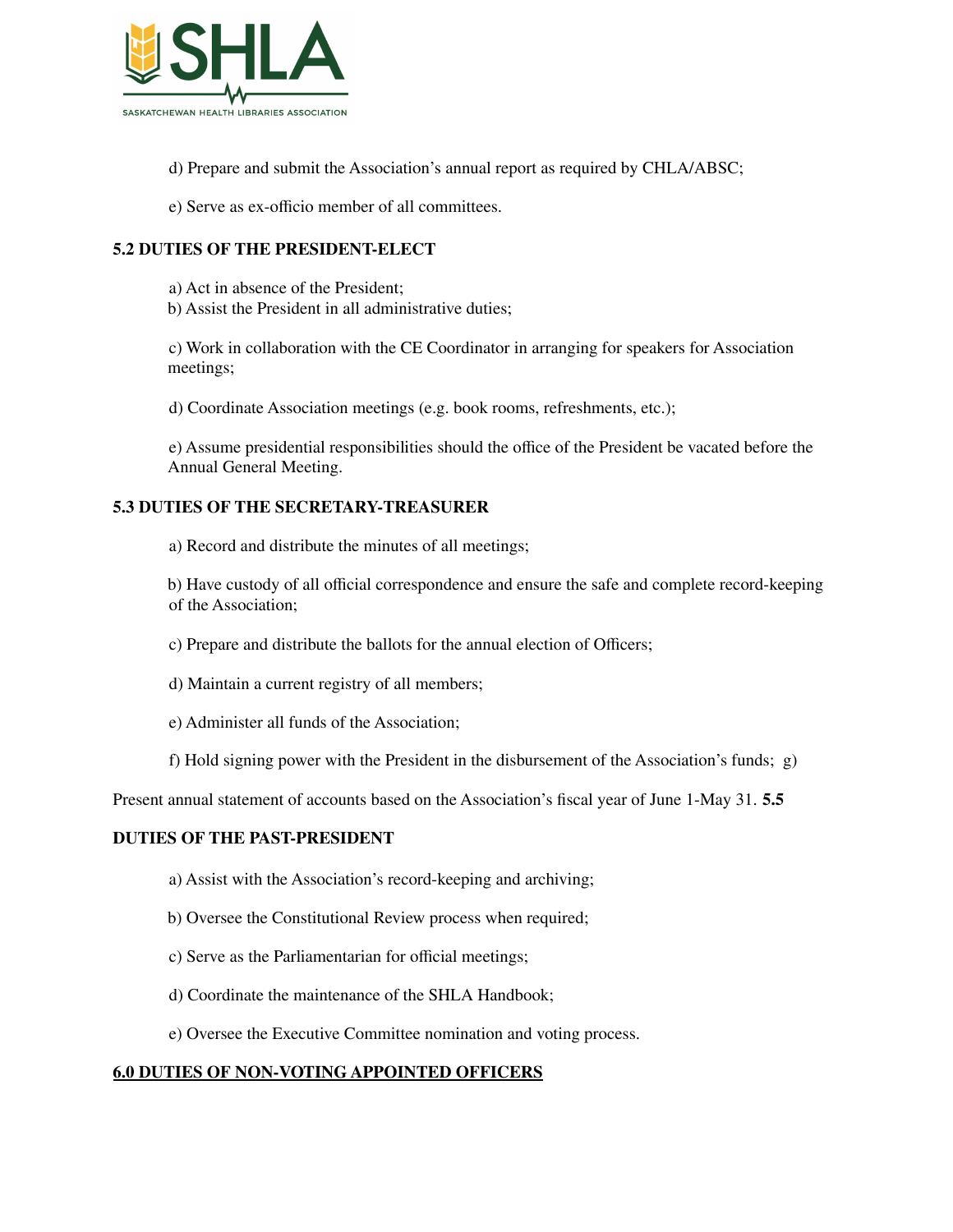d) Prepare and submit the Association's annual report as required by CHLA/ABSC;

e) Serve as ex-officio member of all committees.

**5.2 DUTIES OF THE PRESIDENT-ELECT**

a) Act in absence of the President;
b) Assist the President in all administrative duties;

c) Work in collaboration with the CE Coordinator in arranging for speakers for Association meetings;

d) Coordinate Association meetings (e.g. book rooms, refreshments, etc.);

e) Assume presidential responsibilities should the office of the President be vacated before the Annual General Meeting.

**5.3 DUTIES OF THE SECRETARY-TREASURER**

a) Record and distribute the minutes of all meetings;

b) Have custody of all official correspondence and ensure the safe and complete record-keeping of the Association;

c) Prepare and distribute the ballots for the annual election of Officers;

d) Maintain a current registry of all members;

e) Administer all funds of the Association;

f) Hold signing power with the President in the disbursement of the Association's funds; g)

Present annual statement of accounts based on the Association's fiscal year of June 1-May 31. **5.5**

**DUTIES OF THE PAST-PRESIDENT**

a) Assist with the Association's record-keeping and archiving;

b) Oversee the Constitutional Review process when required;

c) Serve as the Parliamentarian for official meetings;

d) Coordinate the maintenance of the SHLA Handbook;

e) Oversee the Executive Committee nomination and voting process.

**6.0 DUTIES OF NON-VOTING APPOINTED OFFICERS**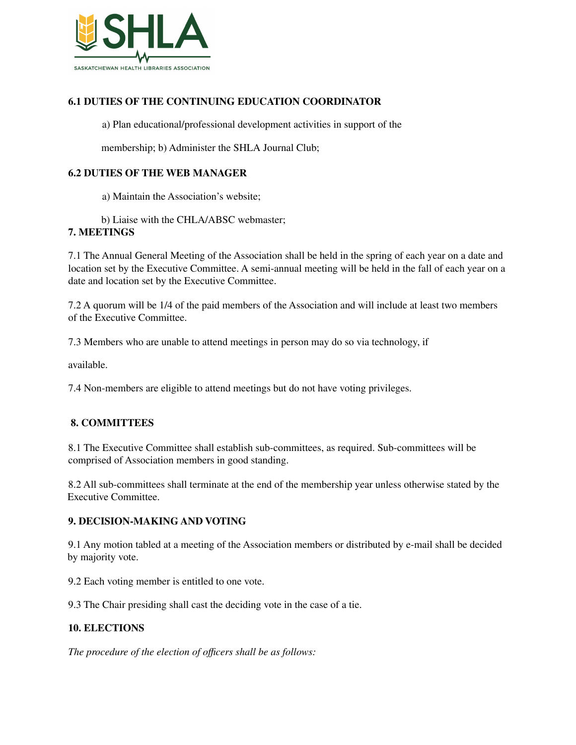### 6.1 DUTIES OF THE CONTINUING EDUCATION COORDINATOR

a) Plan educational/professional development activities in support of the membership; b) Administer the SHLA Journal Club;

### 6.2 DUTIES OF THE WEB MANAGER

a) Maintain the Association's website;

b) Liaise with the CHLA/ABSC webmaster;

## 7. MEETINGS

7.1 The Annual General Meeting of the Association shall be held in the spring of each year on a date and location set by the Executive Committee. A semi-annual meeting will be held in the fall of each year on a date and location set by the Executive Committee.

7.2 A quorum will be 1/4 of the paid members of the Association and will include at least two members of the Executive Committee.

7.3 Members who are unable to attend meetings in person may do so via technology, if available.

7.4 Non-members are eligible to attend meetings but do not have voting privileges.

## 8. COMMITTEES

8.1 The Executive Committee shall establish sub-committees, as required. Sub-committees will be comprised of Association members in good standing.

8.2 All sub-committees shall terminate at the end of the membership year unless otherwise stated by the Executive Committee.

## 9. DECISION-MAKING AND VOTING

9.1 Any motion tabled at a meeting of the Association members or distributed by e-mail shall be decided by majority vote.

9.2 Each voting member is entitled to one vote.

9.3 The Chair presiding shall cast the deciding vote in the case of a tie.

## 10. ELECTIONS

*The procedure of the election of officers shall be as follows:*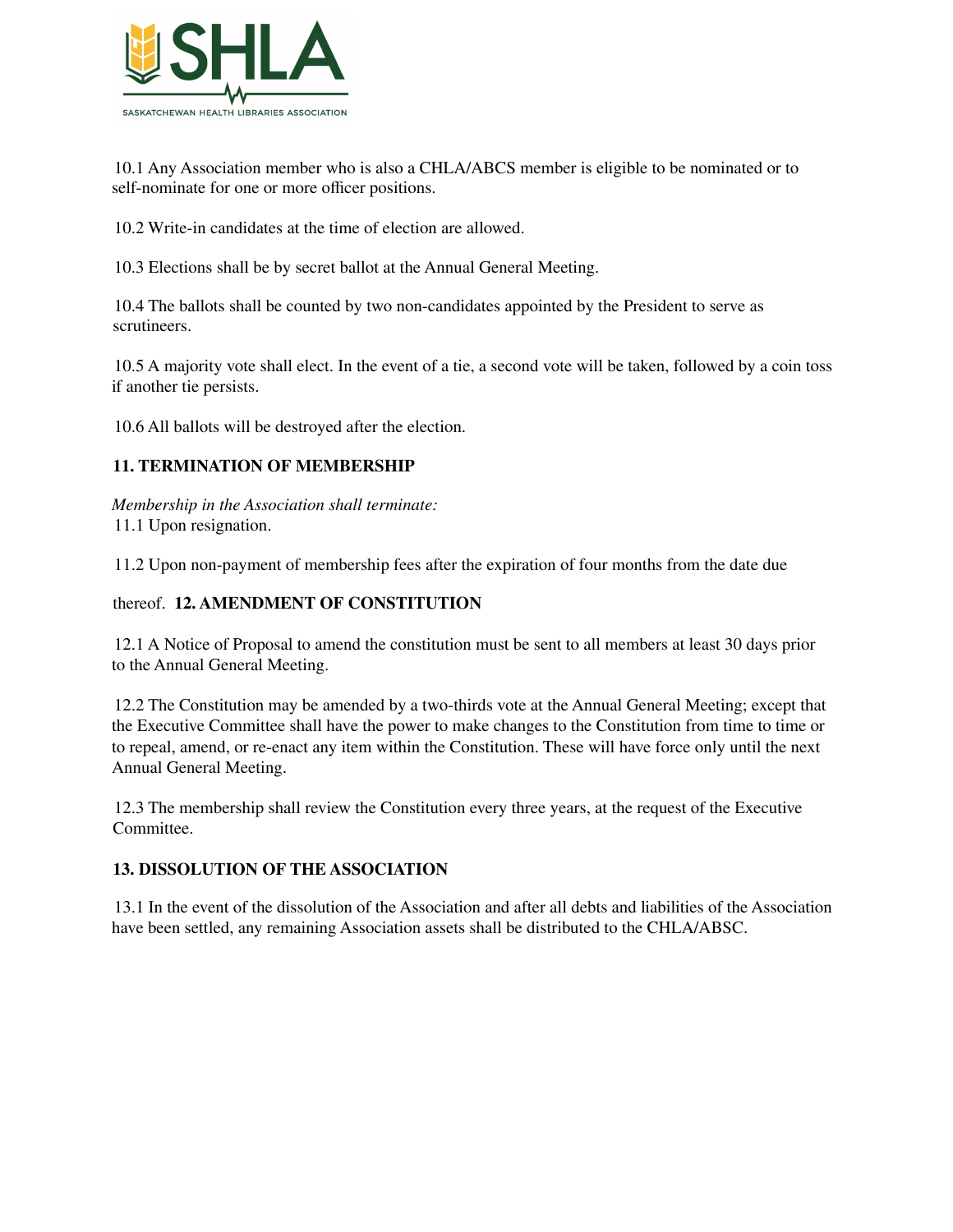10.1 Any Association member who is also a CHLA/ABCS member is eligible to be nominated or to self-nominate for one or more officer positions.

10.2 Write-in candidates at the time of election are allowed.

10.3 Elections shall be by secret ballot at the Annual General Meeting.

10.4 The ballots shall be counted by two non-candidates appointed by the President to serve as scrutineers.

10.5 A majority vote shall elect. In the event of a tie, a second vote will be taken, followed by a coin toss if another tie persists.

10.6 All ballots will be destroyed after the election.

## 11. TERMINATION OF MEMBERSHIP

*Membership in the Association shall terminate:*

11.1 Upon resignation.

11.2 Upon non-payment of membership fees after the expiration of four months from the date due thereof.

## 12. AMENDMENT OF CONSTITUTION

12.1 A Notice of Proposal to amend the constitution must be sent to all members at least 30 days prior to the Annual General Meeting.

12.2 The Constitution may be amended by a two-thirds vote at the Annual General Meeting; except that the Executive Committee shall have the power to make changes to the Constitution from time to time or to repeal, amend, or re-enact any item within the Constitution. These will have force only until the next Annual General Meeting.

12.3 The membership shall review the Constitution every three years, at the request of the Executive Committee.

## 13. DISSOLUTION OF THE ASSOCIATION

13.1 In the event of the dissolution of the Association and after all debts and liabilities of the Association have been settled, any remaining Association assets shall be distributed to the CHLA/ABSC.